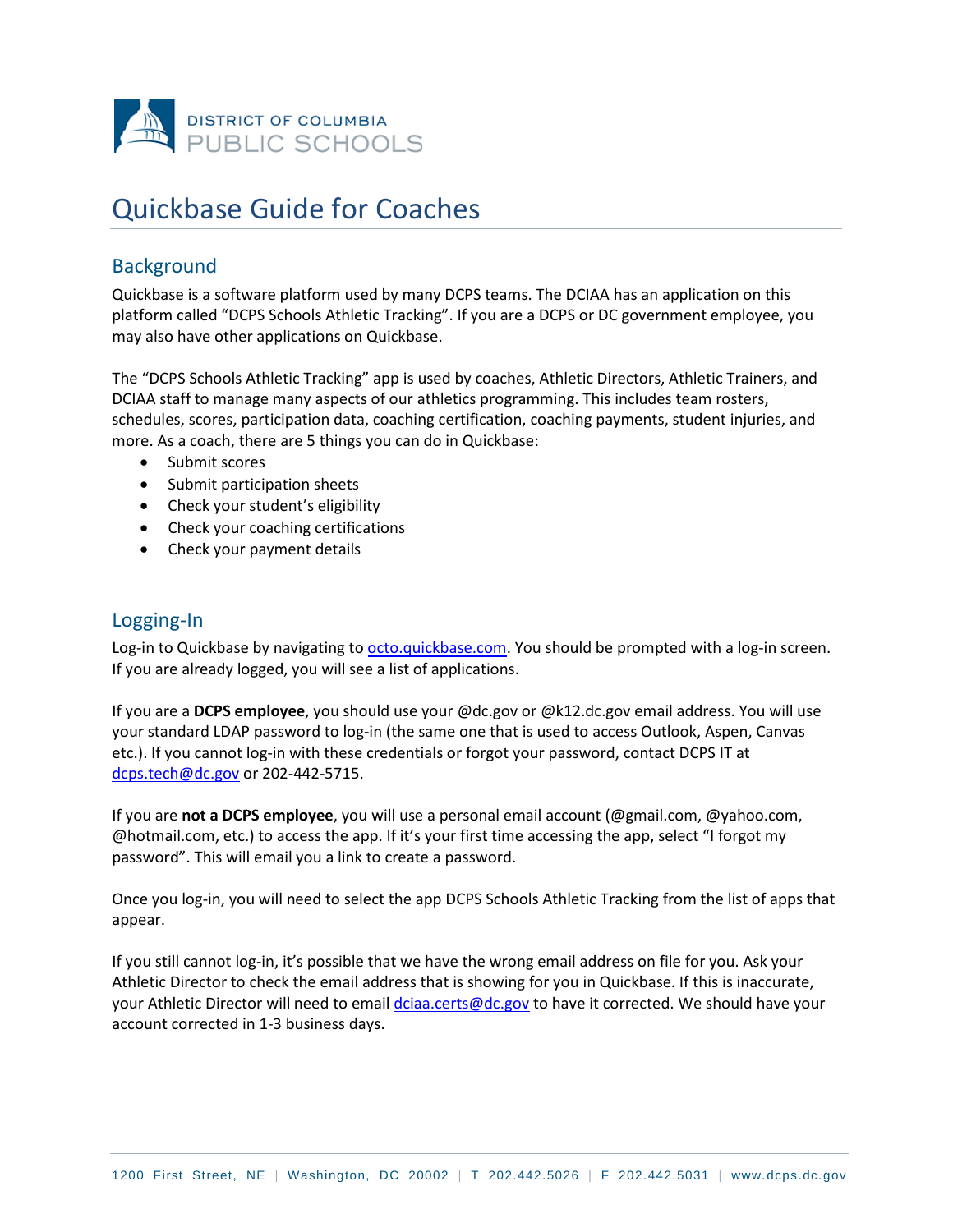DISTRICT OF COLUMBIA
PUBLIC SCHOOLS

# Quickbase Guide for Coaches

## Background

Quickbase is a software platform used by many DCPS teams. The DCIAA has an application on this platform called "DCPS Schools Athletic Tracking". If you are a DCPS or DC government employee, you may also have other applications on Quickbase.

The "DCPS Schools Athletic Tracking" app is used by coaches, Athletic Directors, Athletic Trainers, and DCIAA staff to manage many aspects of our athletics programming. This includes team rosters, schedules, scores, participation data, coaching certification, coaching payments, student injuries, and more. As a coach, there are 5 things you can do in Quickbase:

- Submit scores
- Submit participation sheets
- Check your student's eligibility
- Check your coaching certifications
- Check your payment details

## Logging-In

Log-in to Quickbase by navigating to octo.quickbase.com. You should be prompted with a log-in screen. If you are already logged, you will see a list of applications.

If you are a **DCPS employee**, you should use your @dc.gov or @k12.dc.gov email address. You will use your standard LDAP password to log-in (the same one that is used to access Outlook, Aspen, Canvas etc.). If you cannot log-in with these credentials or forgot your password, contact DCPS IT at dcps.tech@dc.gov or 202-442-5715.

If you are **not a DCPS employee**, you will use a personal email account (@gmail.com, @yahoo.com, @hotmail.com, etc.) to access the app. If it's your first time accessing the app, select "I forgot my password". This will email you a link to create a password.

Once you log-in, you will need to select the app DCPS Schools Athletic Tracking from the list of apps that appear.

If you still cannot log-in, it's possible that we have the wrong email address on file for you. Ask your Athletic Director to check the email address that is showing for you in Quickbase. If this is inaccurate, your Athletic Director will need to email dciaa.certs@dc.gov to have it corrected. We should have your account corrected in 1-3 business days.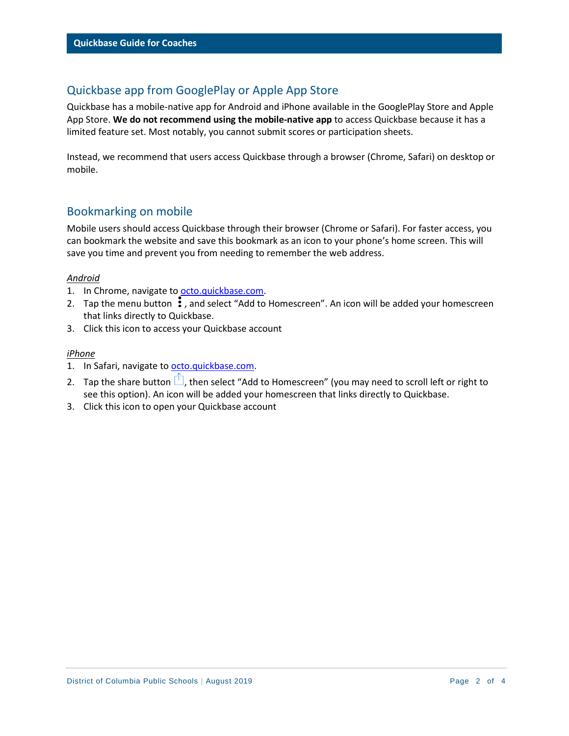## Quickbase app from GooglePlay or Apple App Store

Quickbase has a mobile-native app for Android and iPhone available in the GooglePlay Store and Apple App Store. **We do not recommend using the mobile-native app** to access Quickbase because it has a limited feature set. Most notably, you cannot submit scores or participation sheets.

Instead, we recommend that users access Quickbase through a browser (Chrome, Safari) on desktop or mobile.

## Bookmarking on mobile

Mobile users should access Quickbase through their browser (Chrome or Safari). For faster access, you can bookmark the website and save this bookmark as an icon to your phone's home screen. This will save you time and prevent you from needing to remember the web address.

*Android*

1. In Chrome, navigate to octo.quickbase.com.
2. Tap the menu button ⋮, and select "Add to Homescreen". An icon will be added your homescreen that links directly to Quickbase.
3. Click this icon to access your Quickbase account

*iPhone*

1. In Safari, navigate to octo.quickbase.com.
2. Tap the share button, then select "Add to Homescreen" (you may need to scroll left or right to see this option). An icon will be added your homescreen that links directly to Quickbase.
3. Click this icon to open your Quickbase account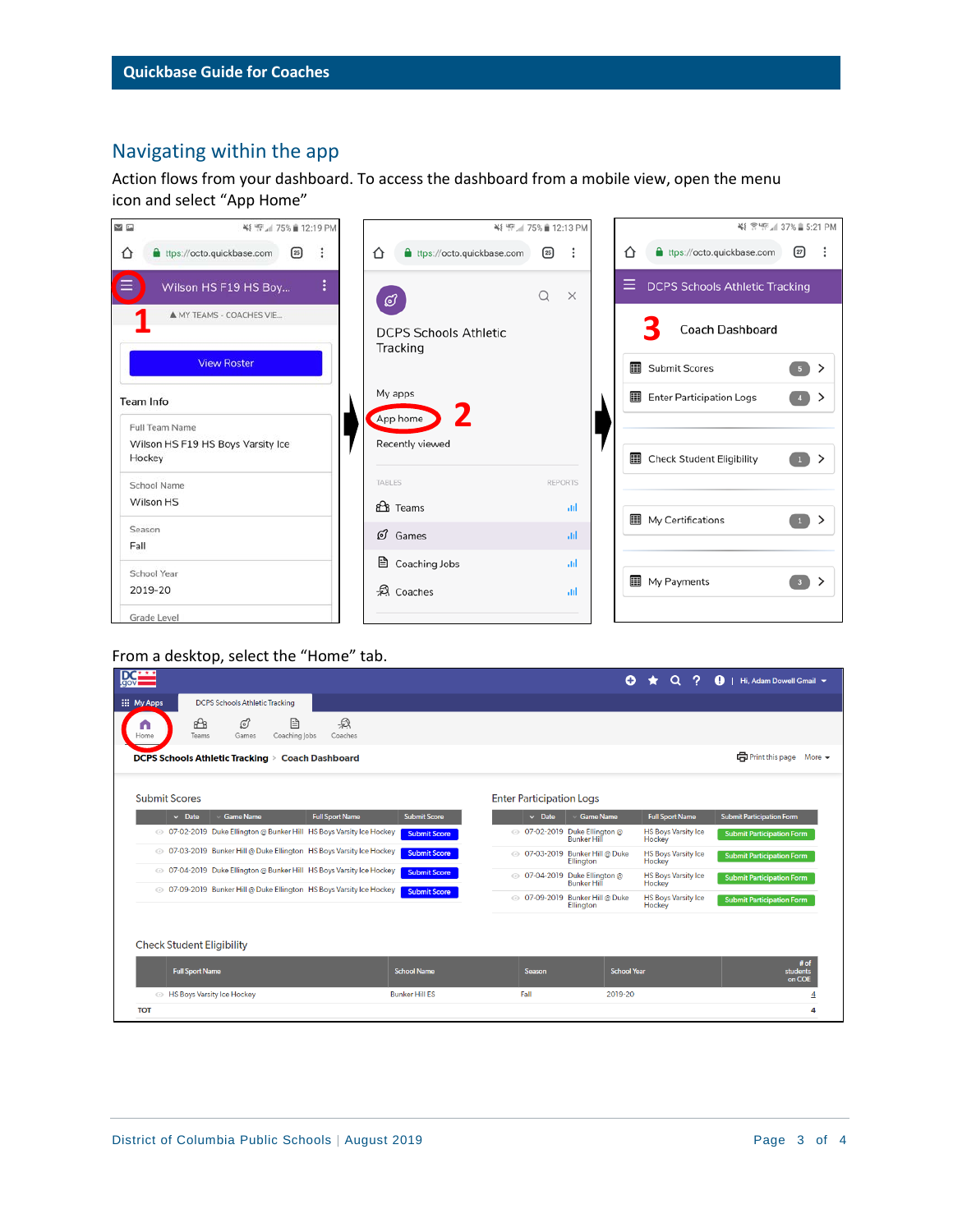## Navigating within the app

Action flows from your dashboard. To access the dashboard from a mobile view, open the menu icon and select “App Home”

From a desktop, select the “Home” tab.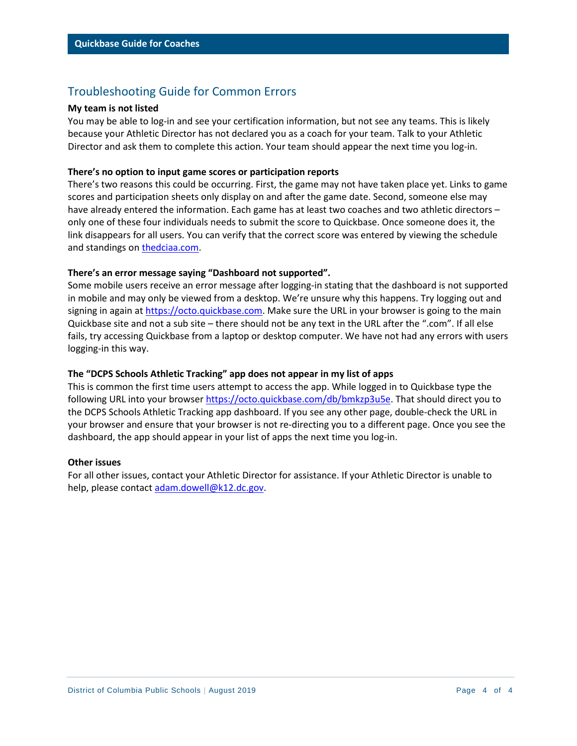## Troubleshooting Guide for Common Errors

**My team is not listed**

You may be able to log-in and see your certification information, but not see any teams. This is likely because your Athletic Director has not declared you as a coach for your team. Talk to your Athletic Director and ask them to complete this action. Your team should appear the next time you log-in.

**There's no option to input game scores or participation reports**

There's two reasons this could be occurring. First, the game may not have taken place yet. Links to game scores and participation sheets only display on and after the game date. Second, someone else may have already entered the information. Each game has at least two coaches and two athletic directors – only one of these four individuals needs to submit the score to Quickbase. Once someone does it, the link disappears for all users. You can verify that the correct score was entered by viewing the schedule and standings on [thedciaa.com](thedciaa.com).

**There's an error message saying "Dashboard not supported".**

Some mobile users receive an error message after logging-in stating that the dashboard is not supported in mobile and may only be viewed from a desktop. We're unsure why this happens. Try logging out and signing in again at [https://octo.quickbase.com](https://octo.quickbase.com). Make sure the URL in your browser is going to the main Quickbase site and not a sub site – there should not be any text in the URL after the ".com". If all else fails, try accessing Quickbase from a laptop or desktop computer. We have not had any errors with users logging-in this way.

**The "DCPS Schools Athletic Tracking" app does not appear in my list of apps**

This is common the first time users attempt to access the app. While logged in to Quickbase type the following URL into your browser [https://octo.quickbase.com/db/bmkzp3u5e](https://octo.quickbase.com/db/bmkzp3u5e). That should direct you to the DCPS Schools Athletic Tracking app dashboard. If you see any other page, double-check the URL in your browser and ensure that your browser is not re-directing you to a different page. Once you see the dashboard, the app should appear in your list of apps the next time you log-in.

**Other issues**

For all other issues, contact your Athletic Director for assistance. If your Athletic Director is unable to help, please contact [adam.dowell@k12.dc.gov](mailto:adam.dowell@k12.dc.gov).